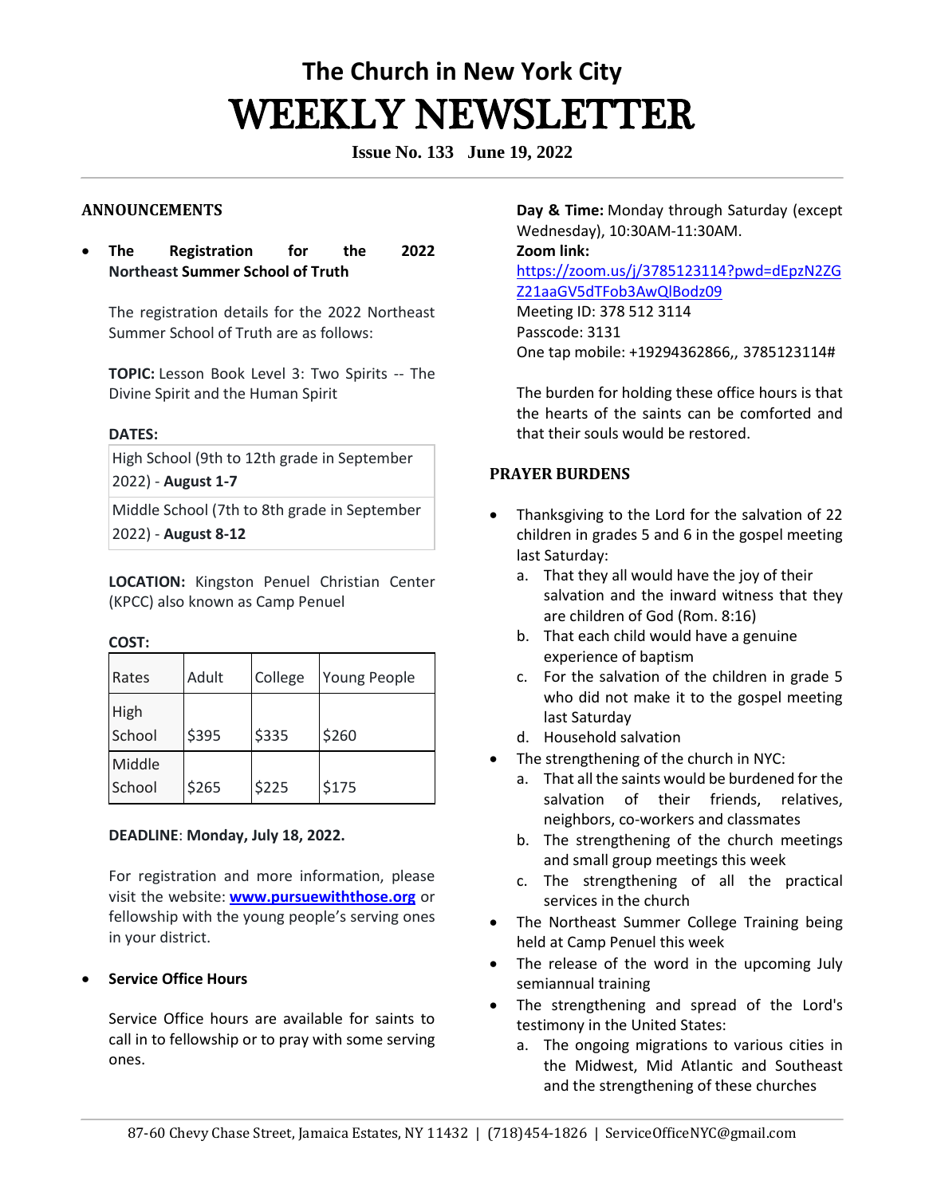# The Church in New York City

# WEEKLY NEWSLETTER

**Issue No. 133 June 19, 2022**

## ANNOUNCEMENTS

- **The Registration for the 2022 Northeast Summer School of Truth**

  The registration details for the 2022 Northeast Summer School of Truth are as follows:

  **TOPIC:** Lesson Book Level 3: Two Spirits -- The Divine Spirit and the Human Spirit

  **DATES:**

  | | |
  |---|---|
  | High School (9th to 12th grade in September 2022) - **August 1-7** | |
  | Middle School (7th to 8th grade in September 2022) - **August 8-12** | |

  **LOCATION:** Kingston Penuel Christian Center (KPCC) also known as Camp Penuel

  **COST:**

  | Rates | Adult | College | Young People |
  |---|---|---|---|
  | High School | $395 | $335 | $260 |
  | Middle School | $265 | $225 | $175 |

  **DEADLINE**: **Monday, July 18, 2022.**

  For registration and more information, please visit the website: **www.pursuewiththose.org** or fellowship with the young people's serving ones in your district.

- **Service Office Hours**

  Service Office hours are available for saints to call in to fellowship or to pray with some serving ones.

  **Day & Time:** Monday through Saturday (except Wednesday), 10:30AM-11:30AM.
  **Zoom link:**
  https://zoom.us/j/3785123114?pwd=dEpzN2ZGZ21aaGV5dTFob3AwQlBodz09
  Meeting ID: 378 512 3114
  Passcode: 3131
  One tap mobile: +19294362866,, 3785123114#

  The burden for holding these office hours is that the hearts of the saints can be comforted and that their souls would be restored.

## PRAYER BURDENS

- Thanksgiving to the Lord for the salvation of 22 children in grades 5 and 6 in the gospel meeting last Saturday:
  a. That they all would have the joy of their salvation and the inward witness that they are children of God (Rom. 8:16)
  b. That each child would have a genuine experience of baptism
  c. For the salvation of the children in grade 5 who did not make it to the gospel meeting last Saturday
  d. Household salvation
- The strengthening of the church in NYC:
  a. That all the saints would be burdened for the salvation of their friends, relatives, neighbors, co-workers and classmates
  b. The strengthening of the church meetings and small group meetings this week
  c. The strengthening of all the practical services in the church
- The Northeast Summer College Training being held at Camp Penuel this week
- The release of the word in the upcoming July semiannual training
- The strengthening and spread of the Lord's testimony in the United States:
  a. The ongoing migrations to various cities in the Midwest, Mid Atlantic and Southeast and the strengthening of these churches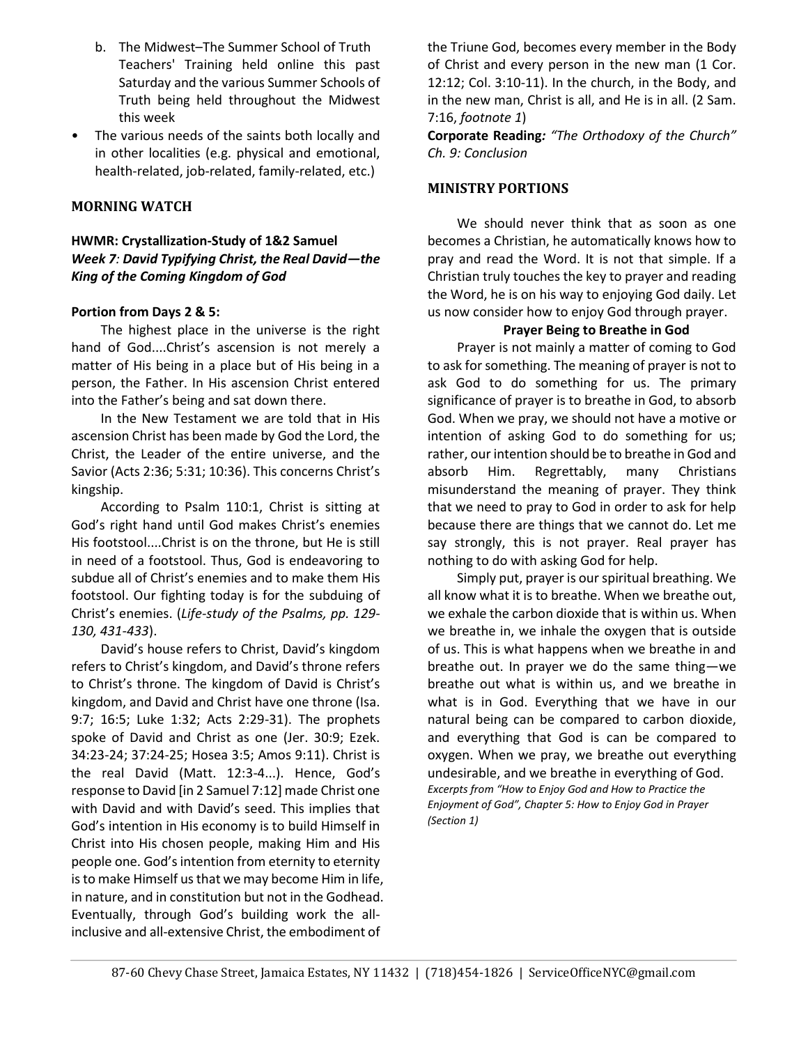b. The Midwest–The Summer School of Truth Teachers' Training held online this past Saturday and the various Summer Schools of Truth being held throughout the Midwest this week

- The various needs of the saints both locally and in other localities (e.g. physical and emotional, health-related, job-related, family-related, etc.)

## MORNING WATCH

### HWMR: Crystallization-Study of 1&2 Samuel
***Week 7: David Typifying Christ, the Real David—the King of the Coming Kingdom of God***

**Portion from Days 2 & 5:**

The highest place in the universe is the right hand of God....Christ's ascension is not merely a matter of His being in a place but of His being in a person, the Father. In His ascension Christ entered into the Father's being and sat down there.

In the New Testament we are told that in His ascension Christ has been made by God the Lord, the Christ, the Leader of the entire universe, and the Savior (Acts 2:36; 5:31; 10:36). This concerns Christ's kingship.

According to Psalm 110:1, Christ is sitting at God's right hand until God makes Christ's enemies His footstool....Christ is on the throne, but He is still in need of a footstool. Thus, God is endeavoring to subdue all of Christ's enemies and to make them His footstool. Our fighting today is for the subduing of Christ's enemies. (*Life-study of the Psalms, pp. 129-130, 431-433*).

David's house refers to Christ, David's kingdom refers to Christ's kingdom, and David's throne refers to Christ's throne. The kingdom of David is Christ's kingdom, and David and Christ have one throne (Isa. 9:7; 16:5; Luke 1:32; Acts 2:29-31). The prophets spoke of David and Christ as one (Jer. 30:9; Ezek. 34:23-24; 37:24-25; Hosea 3:5; Amos 9:11). Christ is the real David (Matt. 12:3-4...). Hence, God's response to David [in 2 Samuel 7:12] made Christ one with David and with David's seed. This implies that God's intention in His economy is to build Himself in Christ into His chosen people, making Him and His people one. God's intention from eternity to eternity is to make Himself us that we may become Him in life, in nature, and in constitution but not in the Godhead. Eventually, through God's building work the all-inclusive and all-extensive Christ, the embodiment of the Triune God, becomes every member in the Body of Christ and every person in the new man (1 Cor. 12:12; Col. 3:10-11). In the church, in the Body, and in the new man, Christ is all, and He is in all. (2 Sam. 7:16, *footnote 1*)

**Corporate Reading***: "The Orthodoxy of the Church" Ch. 9: Conclusion*

## MINISTRY PORTIONS

We should never think that as soon as one becomes a Christian, he automatically knows how to pray and read the Word. It is not that simple. If a Christian truly touches the key to prayer and reading the Word, he is on his way to enjoying God daily. Let us now consider how to enjoy God through prayer.

**Prayer Being to Breathe in God**

Prayer is not mainly a matter of coming to God to ask for something. The meaning of prayer is not to ask God to do something for us. The primary significance of prayer is to breathe in God, to absorb God. When we pray, we should not have a motive or intention of asking God to do something for us; rather, our intention should be to breathe in God and absorb Him. Regrettably, many Christians misunderstand the meaning of prayer. They think that we need to pray to God in order to ask for help because there are things that we cannot do. Let me say strongly, this is not prayer. Real prayer has nothing to do with asking God for help.

Simply put, prayer is our spiritual breathing. We all know what it is to breathe. When we breathe out, we exhale the carbon dioxide that is within us. When we breathe in, we inhale the oxygen that is outside of us. This is what happens when we breathe in and breathe out. In prayer we do the same thing—we breathe out what is within us, and we breathe in what is in God. Everything that we have in our natural being can be compared to carbon dioxide, and everything that God is can be compared to oxygen. When we pray, we breathe out everything undesirable, and we breathe in everything of God.

*Excerpts from "How to Enjoy God and How to Practice the Enjoyment of God", Chapter 5: How to Enjoy God in Prayer (Section 1)*

87-60 Chevy Chase Street, Jamaica Estates, NY 11432 | (718)454-1826 | ServiceOfficeNYC@gmail.com